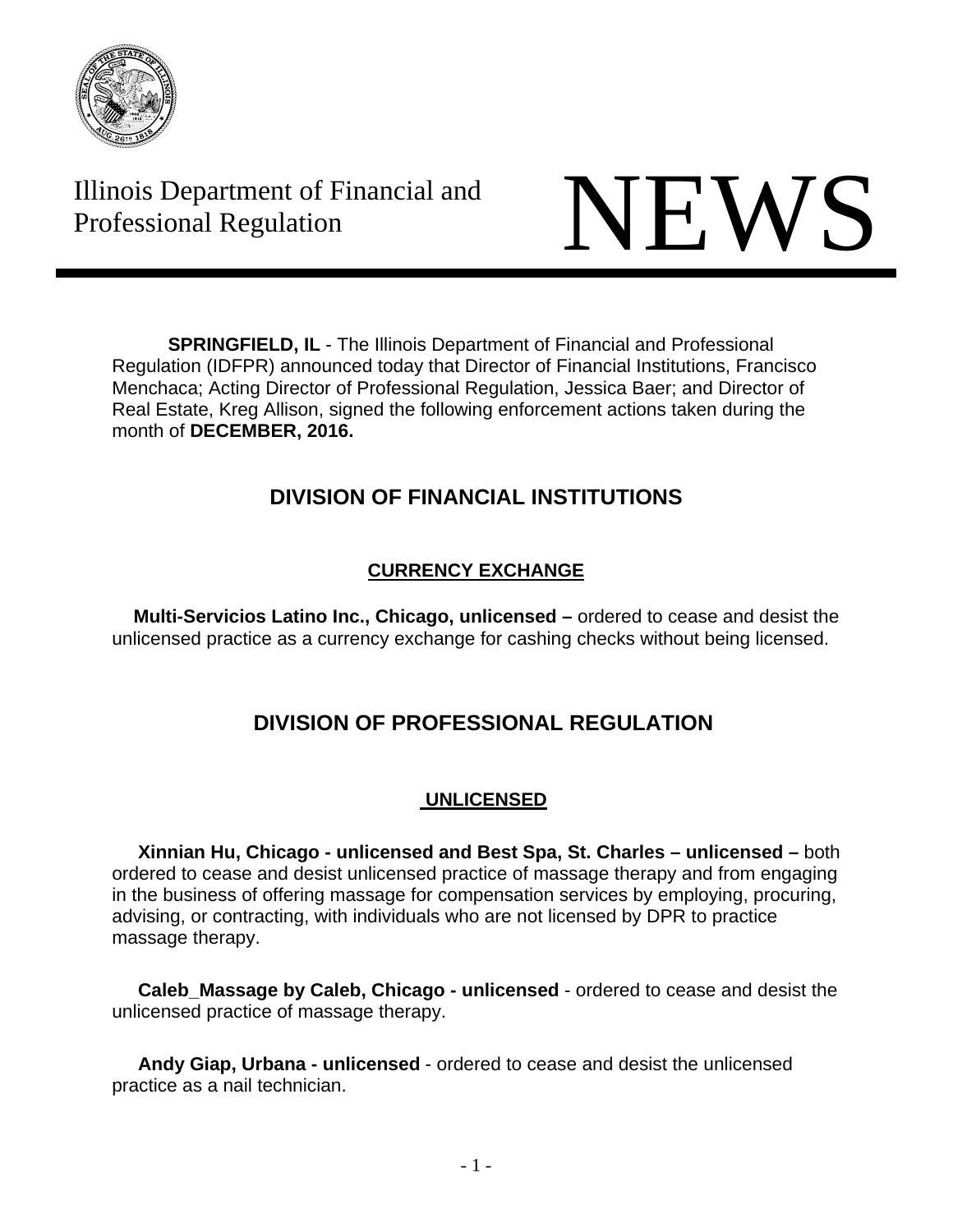Illinois Department of Financial and Professional Regulation

# NEWS

**SPRINGFIELD, IL** - The Illinois Department of Financial and Professional Regulation (IDFPR) announced today that Director of Financial Institutions, Francisco Menchaca; Acting Director of Professional Regulation, Jessica Baer; and Director of Real Estate, Kreg Allison, signed the following enforcement actions taken during the month of **DECEMBER, 2016.**

## DIVISION OF FINANCIAL INSTITUTIONS

### CURRENCY EXCHANGE

**Multi-Servicios Latino Inc., Chicago, unlicensed –** ordered to cease and desist the unlicensed practice as a currency exchange for cashing checks without being licensed.

## DIVISION OF PROFESSIONAL REGULATION

### UNLICENSED

**Xinnian Hu, Chicago - unlicensed and Best Spa, St. Charles – unlicensed –** both ordered to cease and desist unlicensed practice of massage therapy and from engaging in the business of offering massage for compensation services by employing, procuring, advising, or contracting, with individuals who are not licensed by DPR to practice massage therapy.

**Caleb_Massage by Caleb, Chicago - unlicensed** - ordered to cease and desist the unlicensed practice of massage therapy.

**Andy Giap, Urbana - unlicensed** - ordered to cease and desist the unlicensed practice as a nail technician.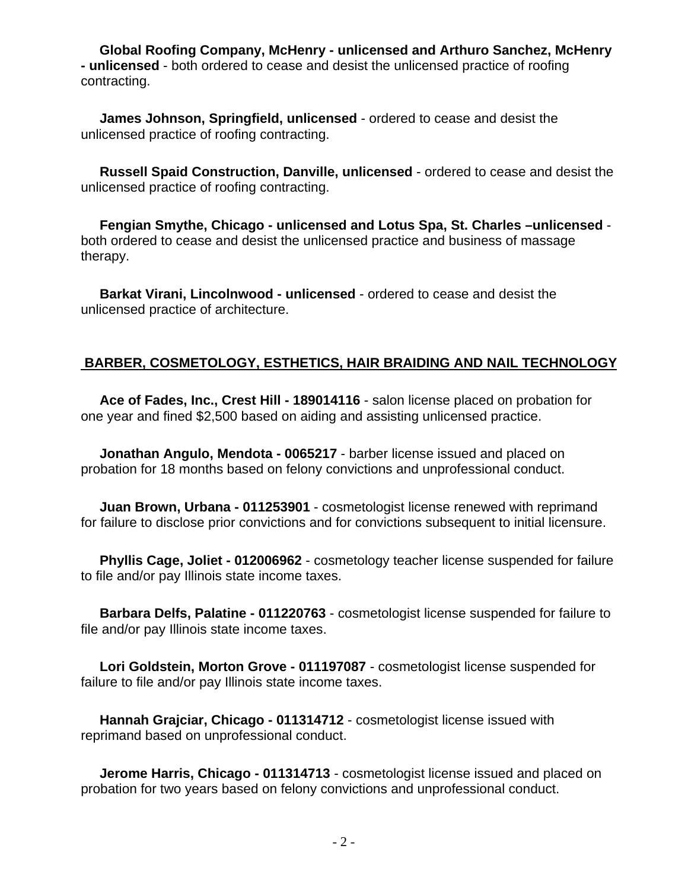**Global Roofing Company, McHenry - unlicensed and Arthuro Sanchez, McHenry - unlicensed** - both ordered to cease and desist the unlicensed practice of roofing contracting.

**James Johnson, Springfield, unlicensed** - ordered to cease and desist the unlicensed practice of roofing contracting.

**Russell Spaid Construction, Danville, unlicensed** - ordered to cease and desist the unlicensed practice of roofing contracting.

**Fengian Smythe, Chicago - unlicensed and Lotus Spa, St. Charles –unlicensed** - both ordered to cease and desist the unlicensed practice and business of massage therapy.

**Barkat Virani, Lincolnwood - unlicensed** - ordered to cease and desist the unlicensed practice of architecture.

## BARBER, COSMETOLOGY, ESTHETICS, HAIR BRAIDING AND NAIL TECHNOLOGY

**Ace of Fades, Inc., Crest Hill - 189014116** - salon license placed on probation for one year and fined $2,500 based on aiding and assisting unlicensed practice.

**Jonathan Angulo, Mendota - 0065217** - barber license issued and placed on probation for 18 months based on felony convictions and unprofessional conduct.

**Juan Brown, Urbana - 011253901** - cosmetologist license renewed with reprimand for failure to disclose prior convictions and for convictions subsequent to initial licensure.

**Phyllis Cage, Joliet - 012006962** - cosmetology teacher license suspended for failure to file and/or pay Illinois state income taxes.

**Barbara Delfs, Palatine - 011220763** - cosmetologist license suspended for failure to file and/or pay Illinois state income taxes.

**Lori Goldstein, Morton Grove - 011197087** - cosmetologist license suspended for failure to file and/or pay Illinois state income taxes.

**Hannah Grajciar, Chicago - 011314712** - cosmetologist license issued with reprimand based on unprofessional conduct.

**Jerome Harris, Chicago - 011314713** - cosmetologist license issued and placed on probation for two years based on felony convictions and unprofessional conduct.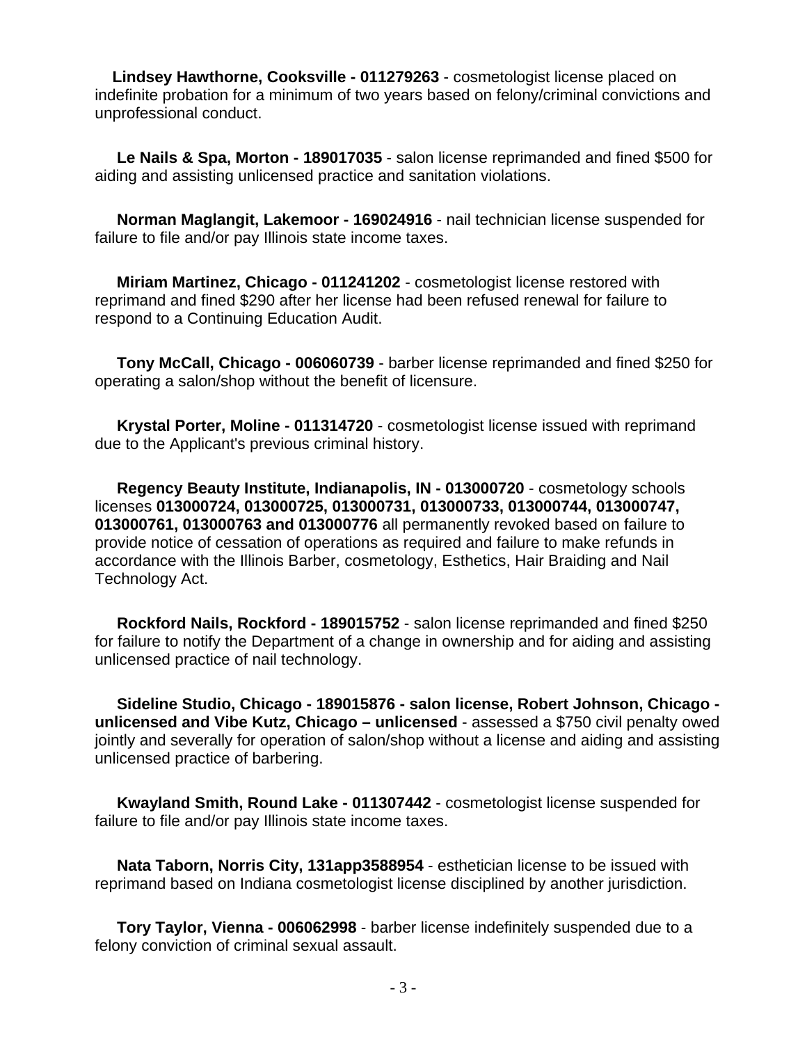**Lindsey Hawthorne, Cooksville - 011279263** - cosmetologist license placed on indefinite probation for a minimum of two years based on felony/criminal convictions and unprofessional conduct.

**Le Nails & Spa, Morton - 189017035** - salon license reprimanded and fined $500 for aiding and assisting unlicensed practice and sanitation violations.

**Norman Maglangit, Lakemoor - 169024916** - nail technician license suspended for failure to file and/or pay Illinois state income taxes.

**Miriam Martinez, Chicago - 011241202** - cosmetologist license restored with reprimand and fined $290 after her license had been refused renewal for failure to respond to a Continuing Education Audit.

**Tony McCall, Chicago - 006060739** - barber license reprimanded and fined $250 for operating a salon/shop without the benefit of licensure.

**Krystal Porter, Moline - 011314720** - cosmetologist license issued with reprimand due to the Applicant's previous criminal history.

**Regency Beauty Institute, Indianapolis, IN - 013000720** - cosmetology schools licenses **013000724, 013000725, 013000731, 013000733, 013000744, 013000747, 013000761, 013000763 and 013000776** all permanently revoked based on failure to provide notice of cessation of operations as required and failure to make refunds in accordance with the Illinois Barber, cosmetology, Esthetics, Hair Braiding and Nail Technology Act.

**Rockford Nails, Rockford - 189015752** - salon license reprimanded and fined $250 for failure to notify the Department of a change in ownership and for aiding and assisting unlicensed practice of nail technology.

**Sideline Studio, Chicago - 189015876 - salon license, Robert Johnson, Chicago - unlicensed and Vibe Kutz, Chicago – unlicensed** - assessed a $750 civil penalty owed jointly and severally for operation of salon/shop without a license and aiding and assisting unlicensed practice of barbering.

**Kwayland Smith, Round Lake - 011307442** - cosmetologist license suspended for failure to file and/or pay Illinois state income taxes.

**Nata Taborn, Norris City, 131app3588954** - esthetician license to be issued with reprimand based on Indiana cosmetologist license disciplined by another jurisdiction.

**Tory Taylor, Vienna - 006062998** - barber license indefinitely suspended due to a felony conviction of criminal sexual assault.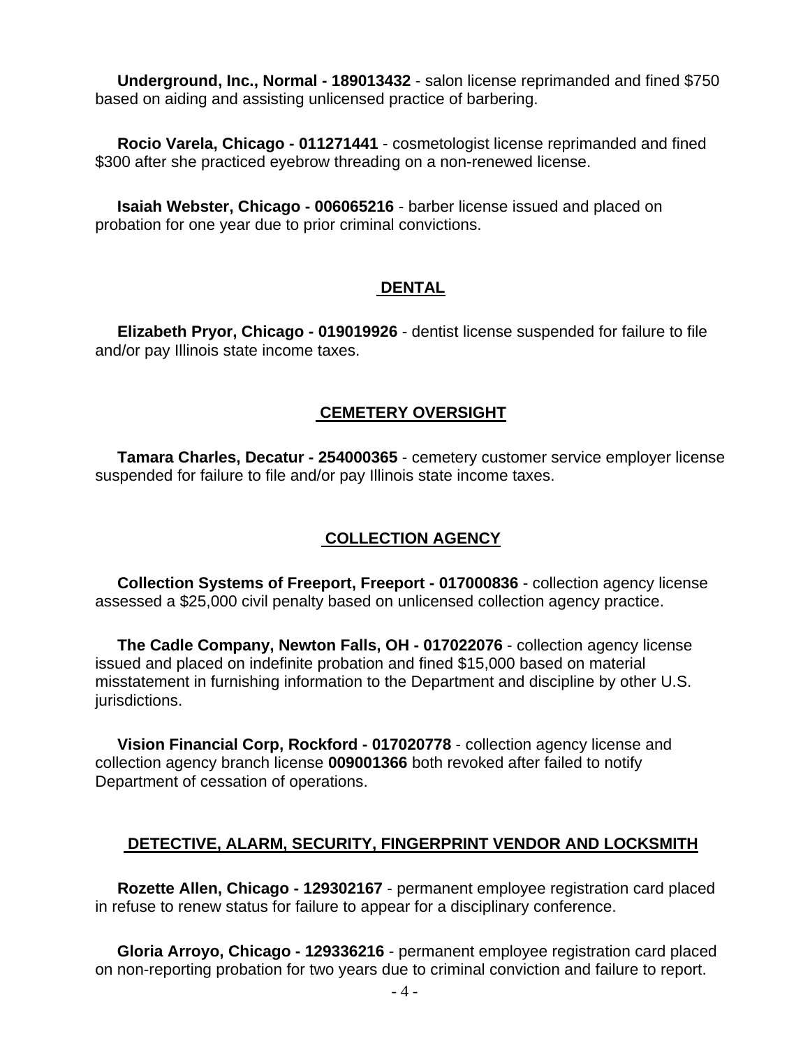**Underground, Inc., Normal - 189013432** - salon license reprimanded and fined $750 based on aiding and assisting unlicensed practice of barbering.

**Rocio Varela, Chicago - 011271441** - cosmetologist license reprimanded and fined $300 after she practiced eyebrow threading on a non-renewed license.

**Isaiah Webster, Chicago - 006065216** - barber license issued and placed on probation for one year due to prior criminal convictions.

## DENTAL

**Elizabeth Pryor, Chicago - 019019926** - dentist license suspended for failure to file and/or pay Illinois state income taxes.

## CEMETERY OVERSIGHT

**Tamara Charles, Decatur - 254000365** - cemetery customer service employer license suspended for failure to file and/or pay Illinois state income taxes.

## COLLECTION AGENCY

**Collection Systems of Freeport, Freeport - 017000836** - collection agency license assessed a $25,000 civil penalty based on unlicensed collection agency practice.

**The Cadle Company, Newton Falls, OH - 017022076** - collection agency license issued and placed on indefinite probation and fined $15,000 based on material misstatement in furnishing information to the Department and discipline by other U.S. jurisdictions.

**Vision Financial Corp, Rockford - 017020778** - collection agency license and collection agency branch license **009001366** both revoked after failed to notify Department of cessation of operations.

## DETECTIVE, ALARM, SECURITY, FINGERPRINT VENDOR AND LOCKSMITH

**Rozette Allen, Chicago - 129302167** - permanent employee registration card placed in refuse to renew status for failure to appear for a disciplinary conference.

**Gloria Arroyo, Chicago - 129336216** - permanent employee registration card placed on non-reporting probation for two years due to criminal conviction and failure to report.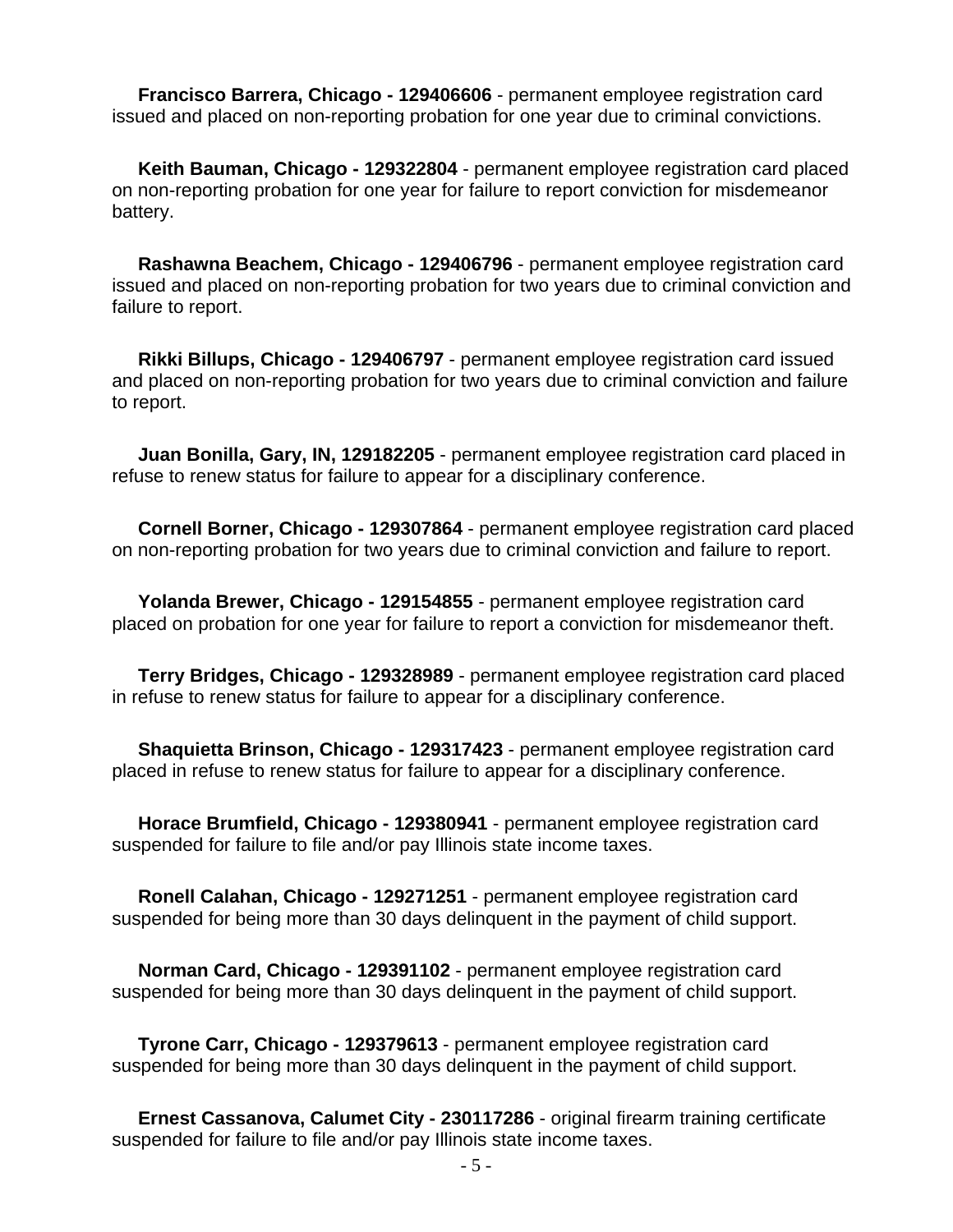**Francisco Barrera, Chicago - 129406606** - permanent employee registration card issued and placed on non-reporting probation for one year due to criminal convictions.

**Keith Bauman, Chicago - 129322804** - permanent employee registration card placed on non-reporting probation for one year for failure to report conviction for misdemeanor battery.

**Rashawna Beachem, Chicago - 129406796** - permanent employee registration card issued and placed on non-reporting probation for two years due to criminal conviction and failure to report.

**Rikki Billups, Chicago - 129406797** - permanent employee registration card issued and placed on non-reporting probation for two years due to criminal conviction and failure to report.

**Juan Bonilla, Gary, IN, 129182205** - permanent employee registration card placed in refuse to renew status for failure to appear for a disciplinary conference.

**Cornell Borner, Chicago - 129307864** - permanent employee registration card placed on non-reporting probation for two years due to criminal conviction and failure to report.

**Yolanda Brewer, Chicago - 129154855** - permanent employee registration card placed on probation for one year for failure to report a conviction for misdemeanor theft.

**Terry Bridges, Chicago - 129328989** - permanent employee registration card placed in refuse to renew status for failure to appear for a disciplinary conference.

**Shaquietta Brinson, Chicago - 129317423** - permanent employee registration card placed in refuse to renew status for failure to appear for a disciplinary conference.

**Horace Brumfield, Chicago - 129380941** - permanent employee registration card suspended for failure to file and/or pay Illinois state income taxes.

**Ronell Calahan, Chicago - 129271251** - permanent employee registration card suspended for being more than 30 days delinquent in the payment of child support.

**Norman Card, Chicago - 129391102** - permanent employee registration card suspended for being more than 30 days delinquent in the payment of child support.

**Tyrone Carr, Chicago - 129379613** - permanent employee registration card suspended for being more than 30 days delinquent in the payment of child support.

**Ernest Cassanova, Calumet City - 230117286** - original firearm training certificate suspended for failure to file and/or pay Illinois state income taxes.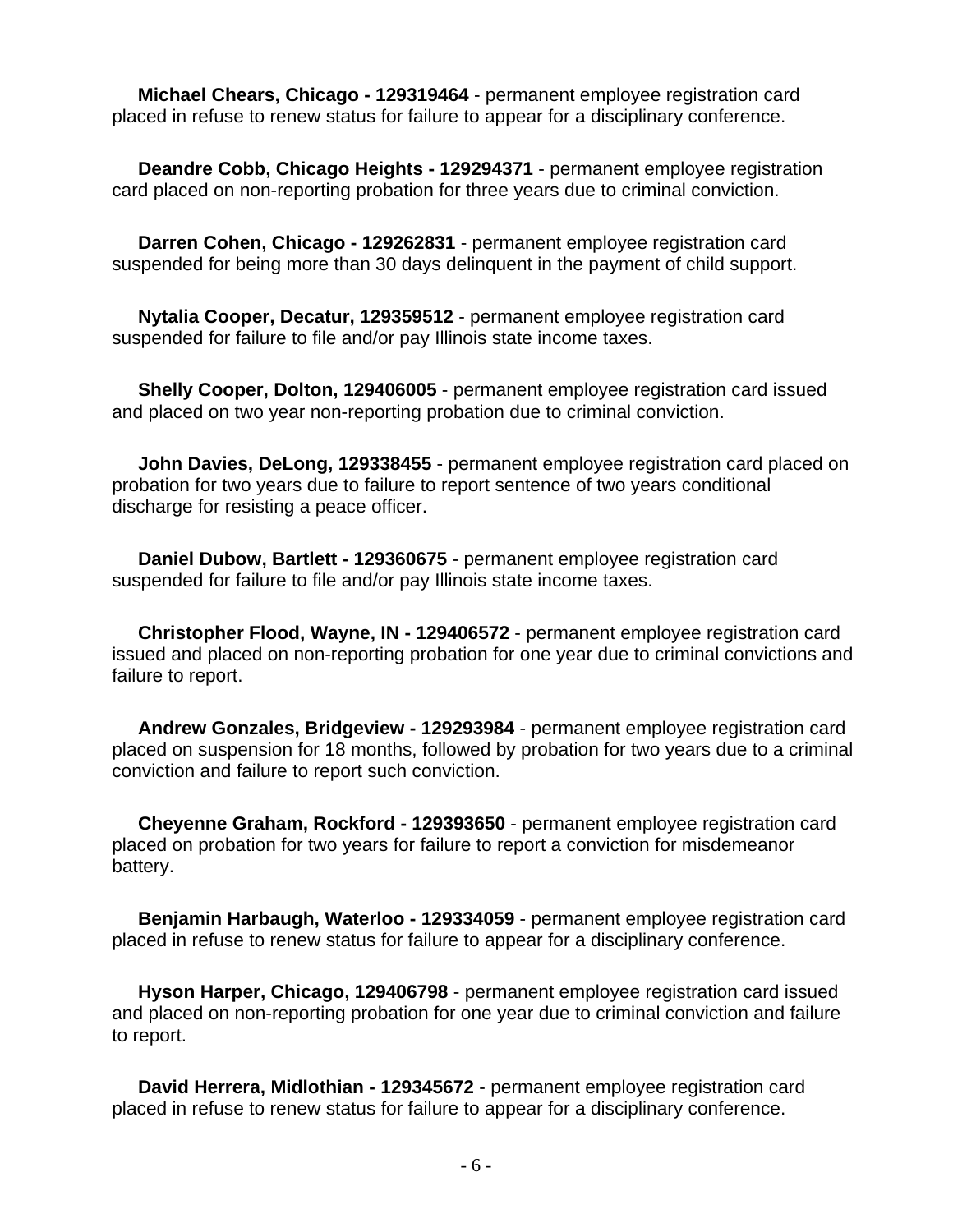**Michael Chears, Chicago - 129319464** - permanent employee registration card placed in refuse to renew status for failure to appear for a disciplinary conference.

**Deandre Cobb, Chicago Heights - 129294371** - permanent employee registration card placed on non-reporting probation for three years due to criminal conviction.

**Darren Cohen, Chicago - 129262831** - permanent employee registration card suspended for being more than 30 days delinquent in the payment of child support.

**Nytalia Cooper, Decatur, 129359512** - permanent employee registration card suspended for failure to file and/or pay Illinois state income taxes.

**Shelly Cooper, Dolton, 129406005** - permanent employee registration card issued and placed on two year non-reporting probation due to criminal conviction.

**John Davies, DeLong, 129338455** - permanent employee registration card placed on probation for two years due to failure to report sentence of two years conditional discharge for resisting a peace officer.

**Daniel Dubow, Bartlett - 129360675** - permanent employee registration card suspended for failure to file and/or pay Illinois state income taxes.

**Christopher Flood, Wayne, IN - 129406572** - permanent employee registration card issued and placed on non-reporting probation for one year due to criminal convictions and failure to report.

**Andrew Gonzales, Bridgeview - 129293984** - permanent employee registration card placed on suspension for 18 months, followed by probation for two years due to a criminal conviction and failure to report such conviction.

**Cheyenne Graham, Rockford - 129393650** - permanent employee registration card placed on probation for two years for failure to report a conviction for misdemeanor battery.

**Benjamin Harbaugh, Waterloo - 129334059** - permanent employee registration card placed in refuse to renew status for failure to appear for a disciplinary conference.

**Hyson Harper, Chicago, 129406798** - permanent employee registration card issued and placed on non-reporting probation for one year due to criminal conviction and failure to report.

**David Herrera, Midlothian - 129345672** - permanent employee registration card placed in refuse to renew status for failure to appear for a disciplinary conference.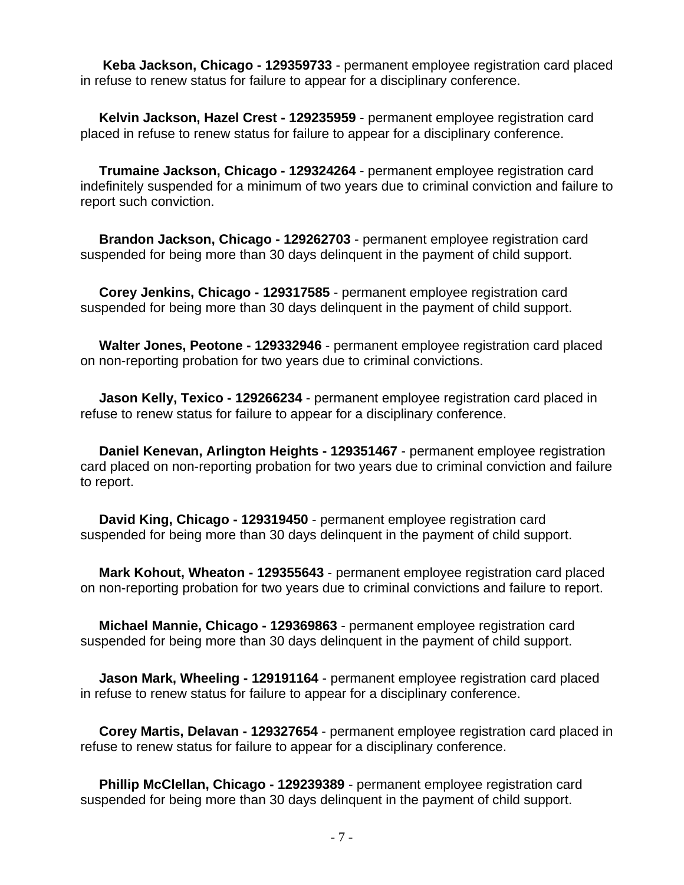**Keba Jackson, Chicago - 129359733** - permanent employee registration card placed in refuse to renew status for failure to appear for a disciplinary conference.

**Kelvin Jackson, Hazel Crest - 129235959** - permanent employee registration card placed in refuse to renew status for failure to appear for a disciplinary conference.

**Trumaine Jackson, Chicago - 129324264** - permanent employee registration card indefinitely suspended for a minimum of two years due to criminal conviction and failure to report such conviction.

**Brandon Jackson, Chicago - 129262703** - permanent employee registration card suspended for being more than 30 days delinquent in the payment of child support.

**Corey Jenkins, Chicago - 129317585** - permanent employee registration card suspended for being more than 30 days delinquent in the payment of child support.

**Walter Jones, Peotone - 129332946** - permanent employee registration card placed on non-reporting probation for two years due to criminal convictions.

**Jason Kelly, Texico - 129266234** - permanent employee registration card placed in refuse to renew status for failure to appear for a disciplinary conference.

**Daniel Kenevan, Arlington Heights - 129351467** - permanent employee registration card placed on non-reporting probation for two years due to criminal conviction and failure to report.

**David King, Chicago - 129319450** - permanent employee registration card suspended for being more than 30 days delinquent in the payment of child support.

**Mark Kohout, Wheaton - 129355643** - permanent employee registration card placed on non-reporting probation for two years due to criminal convictions and failure to report.

**Michael Mannie, Chicago - 129369863** - permanent employee registration card suspended for being more than 30 days delinquent in the payment of child support.

**Jason Mark, Wheeling - 129191164** - permanent employee registration card placed in refuse to renew status for failure to appear for a disciplinary conference.

**Corey Martis, Delavan - 129327654** - permanent employee registration card placed in refuse to renew status for failure to appear for a disciplinary conference.

**Phillip McClellan, Chicago - 129239389** - permanent employee registration card suspended for being more than 30 days delinquent in the payment of child support.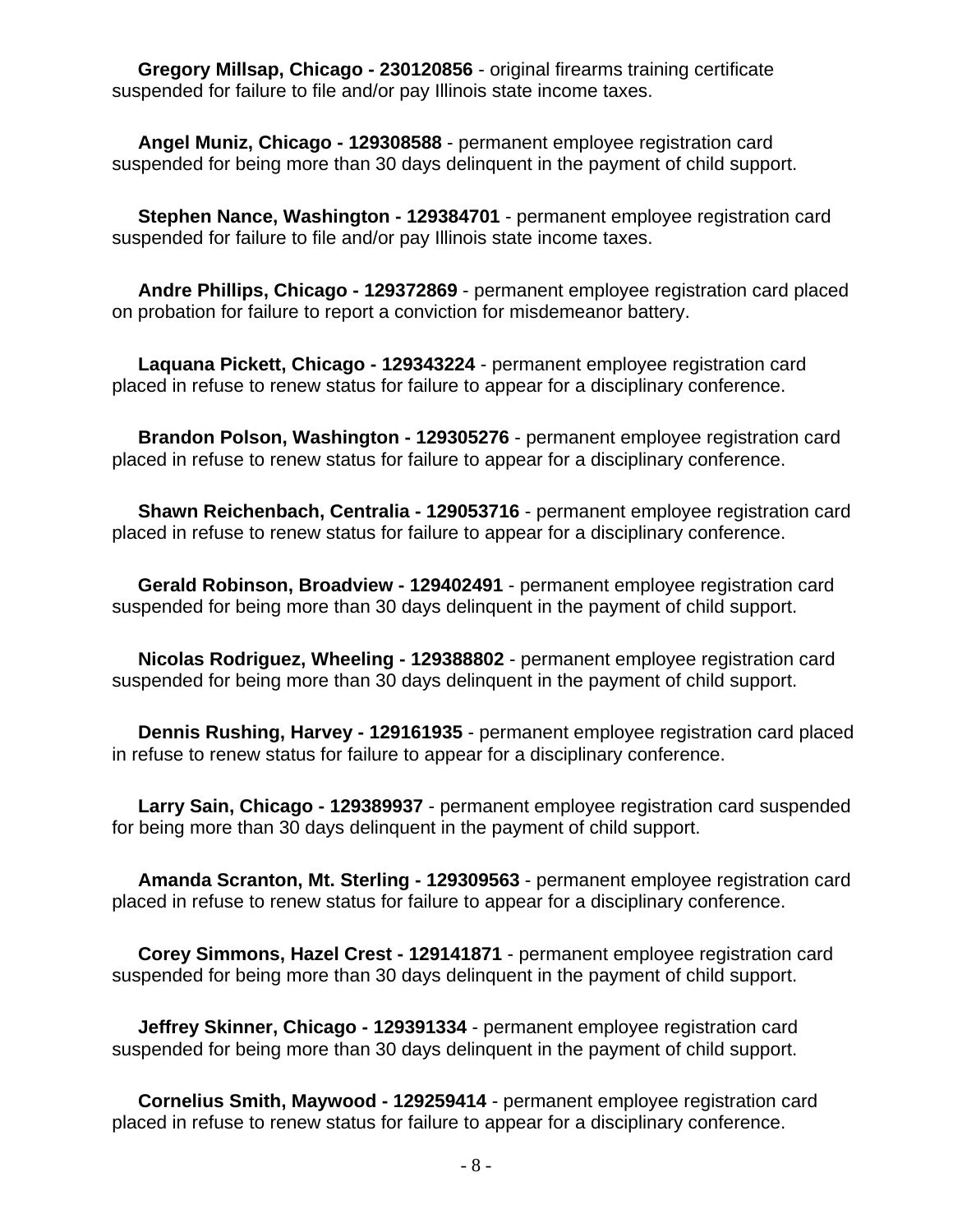**Gregory Millsap, Chicago - 230120856** - original firearms training certificate suspended for failure to file and/or pay Illinois state income taxes.

**Angel Muniz, Chicago - 129308588** - permanent employee registration card suspended for being more than 30 days delinquent in the payment of child support.

**Stephen Nance, Washington - 129384701** - permanent employee registration card suspended for failure to file and/or pay Illinois state income taxes.

**Andre Phillips, Chicago - 129372869** - permanent employee registration card placed on probation for failure to report a conviction for misdemeanor battery.

**Laquana Pickett, Chicago - 129343224** - permanent employee registration card placed in refuse to renew status for failure to appear for a disciplinary conference.

**Brandon Polson, Washington - 129305276** - permanent employee registration card placed in refuse to renew status for failure to appear for a disciplinary conference.

**Shawn Reichenbach, Centralia - 129053716** - permanent employee registration card placed in refuse to renew status for failure to appear for a disciplinary conference.

**Gerald Robinson, Broadview - 129402491** - permanent employee registration card suspended for being more than 30 days delinquent in the payment of child support.

**Nicolas Rodriguez, Wheeling - 129388802** - permanent employee registration card suspended for being more than 30 days delinquent in the payment of child support.

**Dennis Rushing, Harvey - 129161935** - permanent employee registration card placed in refuse to renew status for failure to appear for a disciplinary conference.

**Larry Sain, Chicago - 129389937** - permanent employee registration card suspended for being more than 30 days delinquent in the payment of child support.

**Amanda Scranton, Mt. Sterling - 129309563** - permanent employee registration card placed in refuse to renew status for failure to appear for a disciplinary conference.

**Corey Simmons, Hazel Crest - 129141871** - permanent employee registration card suspended for being more than 30 days delinquent in the payment of child support.

**Jeffrey Skinner, Chicago - 129391334** - permanent employee registration card suspended for being more than 30 days delinquent in the payment of child support.

**Cornelius Smith, Maywood - 129259414** - permanent employee registration card placed in refuse to renew status for failure to appear for a disciplinary conference.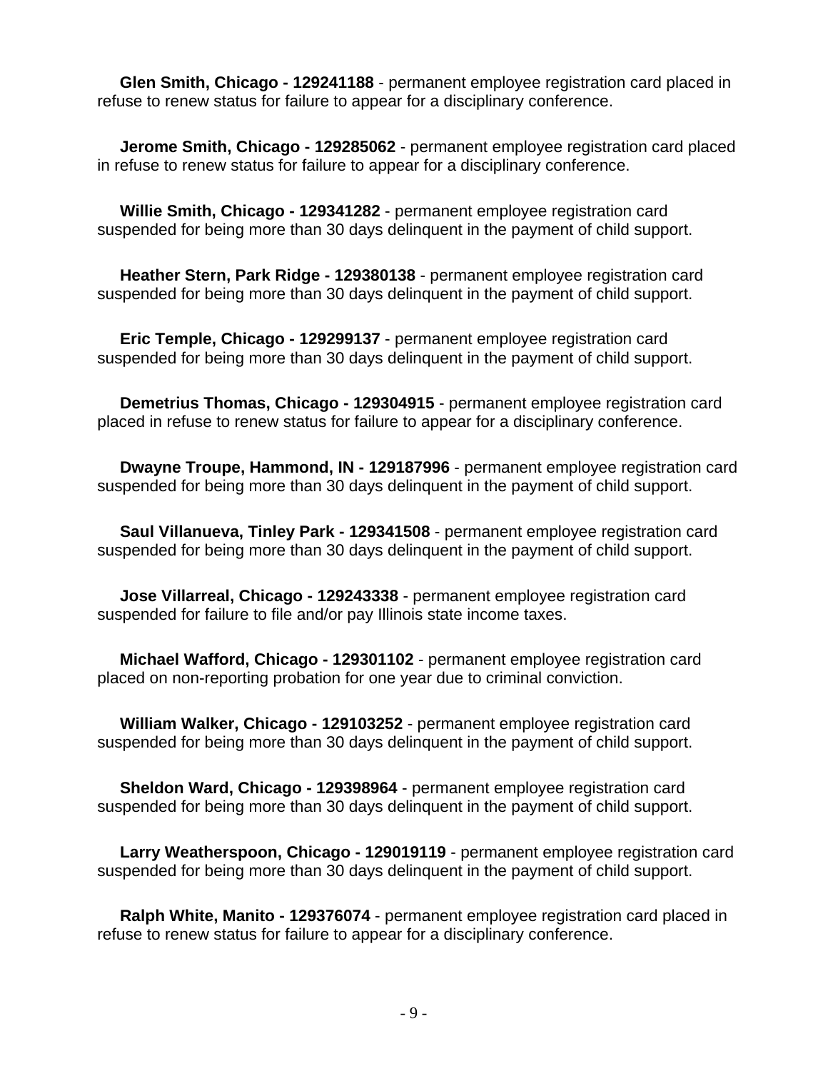**Glen Smith, Chicago - 129241188** - permanent employee registration card placed in refuse to renew status for failure to appear for a disciplinary conference.

**Jerome Smith, Chicago - 129285062** - permanent employee registration card placed in refuse to renew status for failure to appear for a disciplinary conference.

**Willie Smith, Chicago - 129341282** - permanent employee registration card suspended for being more than 30 days delinquent in the payment of child support.

**Heather Stern, Park Ridge - 129380138** - permanent employee registration card suspended for being more than 30 days delinquent in the payment of child support.

**Eric Temple, Chicago - 129299137** - permanent employee registration card suspended for being more than 30 days delinquent in the payment of child support.

**Demetrius Thomas, Chicago - 129304915** - permanent employee registration card placed in refuse to renew status for failure to appear for a disciplinary conference.

**Dwayne Troupe, Hammond, IN - 129187996** - permanent employee registration card suspended for being more than 30 days delinquent in the payment of child support.

**Saul Villanueva, Tinley Park - 129341508** - permanent employee registration card suspended for being more than 30 days delinquent in the payment of child support.

**Jose Villarreal, Chicago - 129243338** - permanent employee registration card suspended for failure to file and/or pay Illinois state income taxes.

**Michael Wafford, Chicago - 129301102** - permanent employee registration card placed on non-reporting probation for one year due to criminal conviction.

**William Walker, Chicago - 129103252** - permanent employee registration card suspended for being more than 30 days delinquent in the payment of child support.

**Sheldon Ward, Chicago - 129398964** - permanent employee registration card suspended for being more than 30 days delinquent in the payment of child support.

**Larry Weatherspoon, Chicago - 129019119** - permanent employee registration card suspended for being more than 30 days delinquent in the payment of child support.

**Ralph White, Manito - 129376074** - permanent employee registration card placed in refuse to renew status for failure to appear for a disciplinary conference.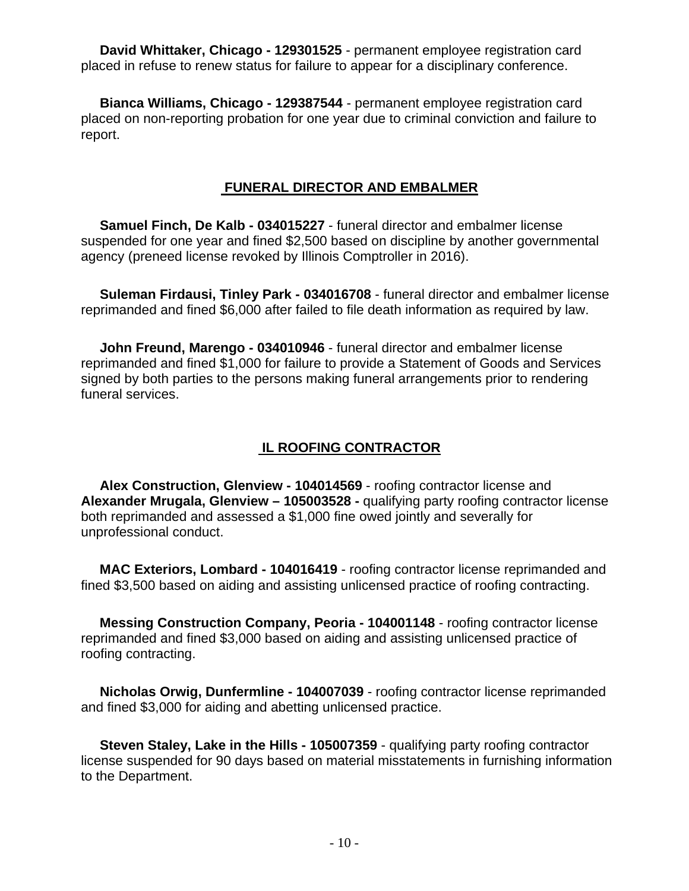**David Whittaker, Chicago - 129301525** - permanent employee registration card placed in refuse to renew status for failure to appear for a disciplinary conference.

**Bianca Williams, Chicago - 129387544** - permanent employee registration card placed on non-reporting probation for one year due to criminal conviction and failure to report.

## FUNERAL DIRECTOR AND EMBALMER

**Samuel Finch, De Kalb - 034015227** - funeral director and embalmer license suspended for one year and fined $2,500 based on discipline by another governmental agency (preneed license revoked by Illinois Comptroller in 2016).

**Suleman Firdausi, Tinley Park - 034016708** - funeral director and embalmer license reprimanded and fined $6,000 after failed to file death information as required by law.

**John Freund, Marengo - 034010946** - funeral director and embalmer license reprimanded and fined $1,000 for failure to provide a Statement of Goods and Services signed by both parties to the persons making funeral arrangements prior to rendering funeral services.

## IL ROOFING CONTRACTOR

**Alex Construction, Glenview - 104014569** - roofing contractor license and **Alexander Mrugala, Glenview – 105003528 -** qualifying party roofing contractor license both reprimanded and assessed a $1,000 fine owed jointly and severally for unprofessional conduct.

**MAC Exteriors, Lombard - 104016419** - roofing contractor license reprimanded and fined $3,500 based on aiding and assisting unlicensed practice of roofing contracting.

**Messing Construction Company, Peoria - 104001148** - roofing contractor license reprimanded and fined $3,000 based on aiding and assisting unlicensed practice of roofing contracting.

**Nicholas Orwig, Dunfermline - 104007039** - roofing contractor license reprimanded and fined $3,000 for aiding and abetting unlicensed practice.

**Steven Staley, Lake in the Hills - 105007359** - qualifying party roofing contractor license suspended for 90 days based on material misstatements in furnishing information to the Department.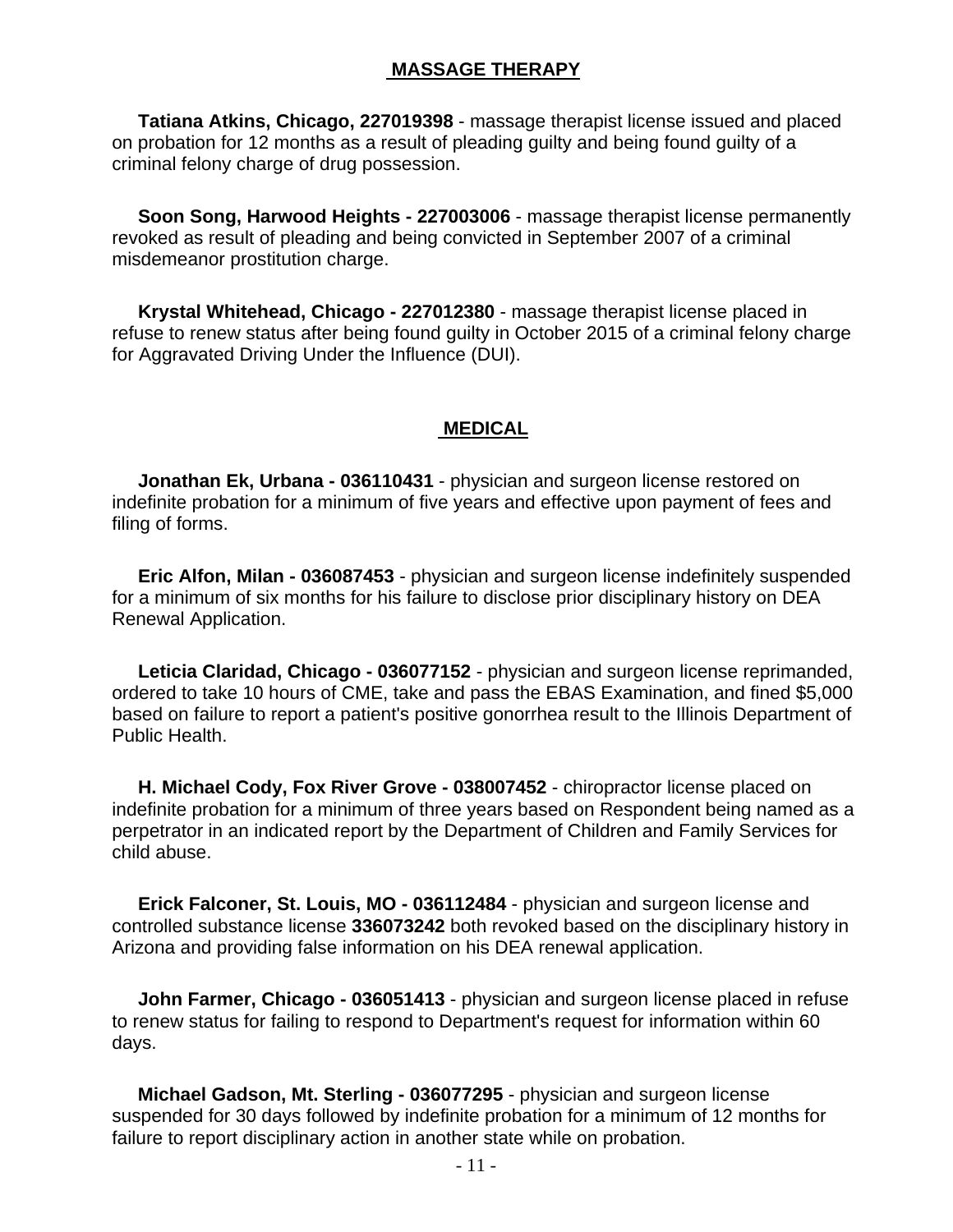## MASSAGE THERAPY

**Tatiana Atkins, Chicago, 227019398** - massage therapist license issued and placed on probation for 12 months as a result of pleading guilty and being found guilty of a criminal felony charge of drug possession.

**Soon Song, Harwood Heights - 227003006** - massage therapist license permanently revoked as result of pleading and being convicted in September 2007 of a criminal misdemeanor prostitution charge.

**Krystal Whitehead, Chicago - 227012380** - massage therapist license placed in refuse to renew status after being found guilty in October 2015 of a criminal felony charge for Aggravated Driving Under the Influence (DUI).

## MEDICAL

**Jonathan Ek, Urbana - 036110431** - physician and surgeon license restored on indefinite probation for a minimum of five years and effective upon payment of fees and filing of forms.

**Eric Alfon, Milan - 036087453** - physician and surgeon license indefinitely suspended for a minimum of six months for his failure to disclose prior disciplinary history on DEA Renewal Application.

**Leticia Claridad, Chicago - 036077152** - physician and surgeon license reprimanded, ordered to take 10 hours of CME, take and pass the EBAS Examination, and fined $5,000 based on failure to report a patient's positive gonorrhea result to the Illinois Department of Public Health.

**H. Michael Cody, Fox River Grove - 038007452** - chiropractor license placed on indefinite probation for a minimum of three years based on Respondent being named as a perpetrator in an indicated report by the Department of Children and Family Services for child abuse.

**Erick Falconer, St. Louis, MO - 036112484** - physician and surgeon license and controlled substance license **336073242** both revoked based on the disciplinary history in Arizona and providing false information on his DEA renewal application.

**John Farmer, Chicago - 036051413** - physician and surgeon license placed in refuse to renew status for failing to respond to Department's request for information within 60 days.

**Michael Gadson, Mt. Sterling - 036077295** - physician and surgeon license suspended for 30 days followed by indefinite probation for a minimum of 12 months for failure to report disciplinary action in another state while on probation.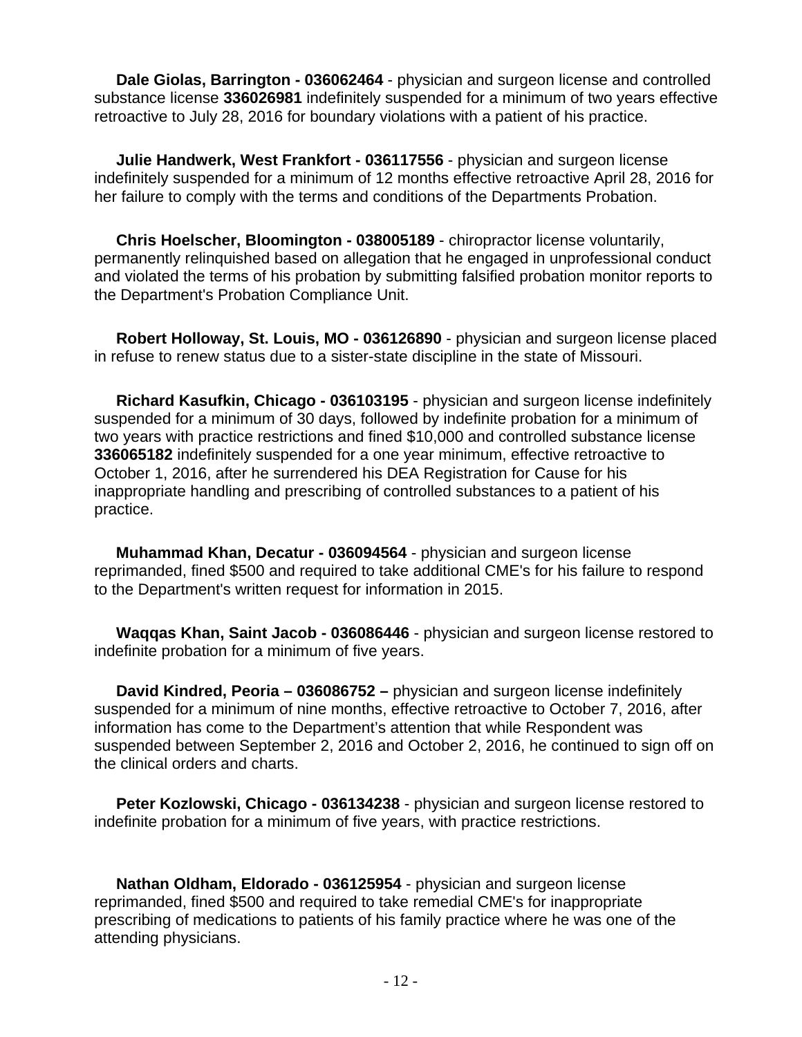**Dale Giolas, Barrington - 036062464** - physician and surgeon license and controlled substance license **336026981** indefinitely suspended for a minimum of two years effective retroactive to July 28, 2016 for boundary violations with a patient of his practice.

**Julie Handwerk, West Frankfort - 036117556** - physician and surgeon license indefinitely suspended for a minimum of 12 months effective retroactive April 28, 2016 for her failure to comply with the terms and conditions of the Departments Probation.

**Chris Hoelscher, Bloomington - 038005189** - chiropractor license voluntarily, permanently relinquished based on allegation that he engaged in unprofessional conduct and violated the terms of his probation by submitting falsified probation monitor reports to the Department's Probation Compliance Unit.

**Robert Holloway, St. Louis, MO - 036126890** - physician and surgeon license placed in refuse to renew status due to a sister-state discipline in the state of Missouri.

**Richard Kasufkin, Chicago - 036103195** - physician and surgeon license indefinitely suspended for a minimum of 30 days, followed by indefinite probation for a minimum of two years with practice restrictions and fined $10,000 and controlled substance license **336065182** indefinitely suspended for a one year minimum, effective retroactive to October 1, 2016, after he surrendered his DEA Registration for Cause for his inappropriate handling and prescribing of controlled substances to a patient of his practice.

**Muhammad Khan, Decatur - 036094564** - physician and surgeon license reprimanded, fined $500 and required to take additional CME's for his failure to respond to the Department's written request for information in 2015.

**Waqqas Khan, Saint Jacob - 036086446** - physician and surgeon license restored to indefinite probation for a minimum of five years.

**David Kindred, Peoria – 036086752 –** physician and surgeon license indefinitely suspended for a minimum of nine months, effective retroactive to October 7, 2016, after information has come to the Department's attention that while Respondent was suspended between September 2, 2016 and October 2, 2016, he continued to sign off on the clinical orders and charts.

**Peter Kozlowski, Chicago - 036134238** - physician and surgeon license restored to indefinite probation for a minimum of five years, with practice restrictions.

**Nathan Oldham, Eldorado - 036125954** - physician and surgeon license reprimanded, fined $500 and required to take remedial CME's for inappropriate prescribing of medications to patients of his family practice where he was one of the attending physicians.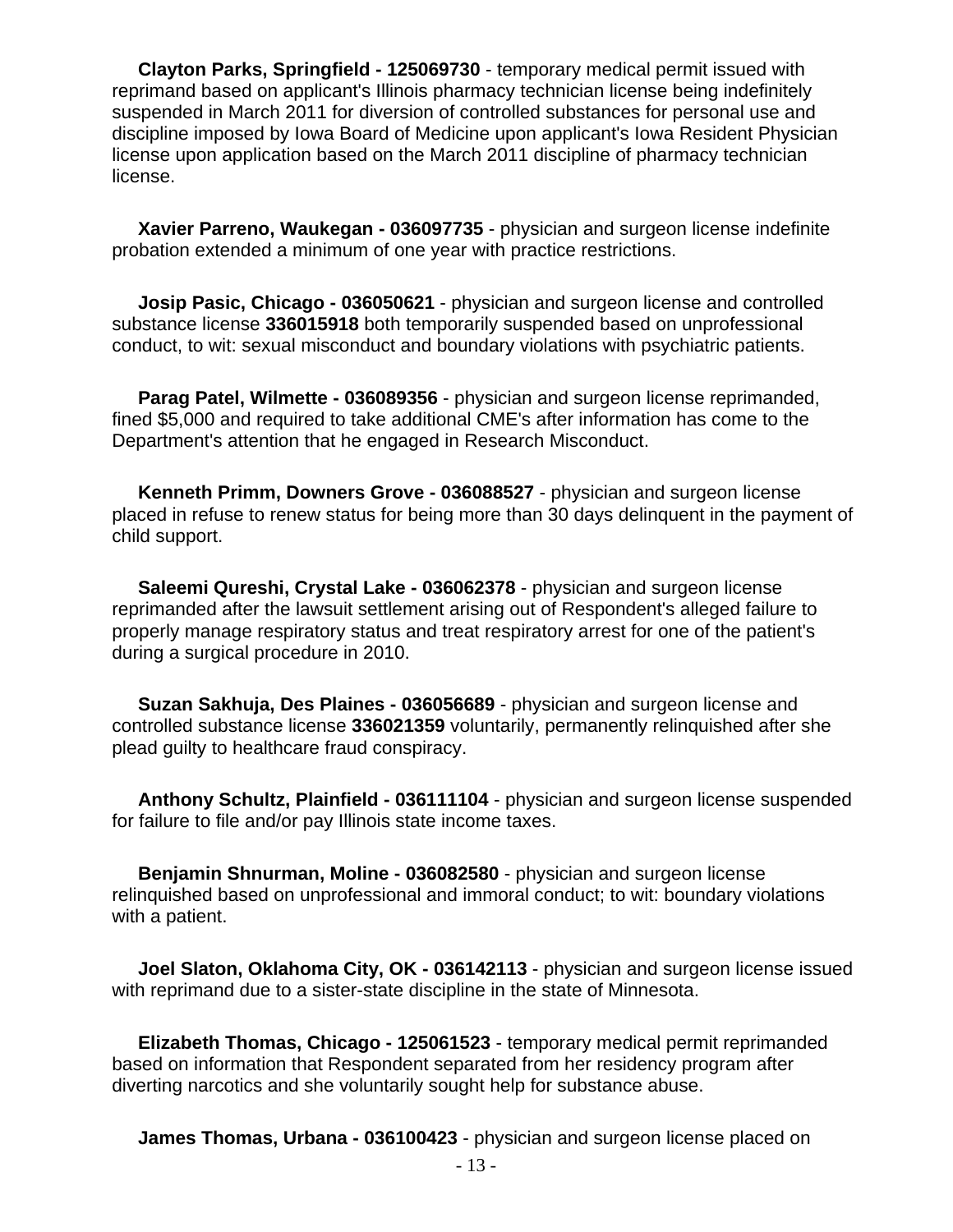**Clayton Parks, Springfield - 125069730** - temporary medical permit issued with reprimand based on applicant's Illinois pharmacy technician license being indefinitely suspended in March 2011 for diversion of controlled substances for personal use and discipline imposed by Iowa Board of Medicine upon applicant's Iowa Resident Physician license upon application based on the March 2011 discipline of pharmacy technician license.

**Xavier Parreno, Waukegan - 036097735** - physician and surgeon license indefinite probation extended a minimum of one year with practice restrictions.

**Josip Pasic, Chicago - 036050621** - physician and surgeon license and controlled substance license **336015918** both temporarily suspended based on unprofessional conduct, to wit: sexual misconduct and boundary violations with psychiatric patients.

**Parag Patel, Wilmette - 036089356** - physician and surgeon license reprimanded, fined $5,000 and required to take additional CME's after information has come to the Department's attention that he engaged in Research Misconduct.

**Kenneth Primm, Downers Grove - 036088527** - physician and surgeon license placed in refuse to renew status for being more than 30 days delinquent in the payment of child support.

**Saleemi Qureshi, Crystal Lake - 036062378** - physician and surgeon license reprimanded after the lawsuit settlement arising out of Respondent's alleged failure to properly manage respiratory status and treat respiratory arrest for one of the patient's during a surgical procedure in 2010.

**Suzan Sakhuja, Des Plaines - 036056689** - physician and surgeon license and controlled substance license **336021359** voluntarily, permanently relinquished after she plead guilty to healthcare fraud conspiracy.

**Anthony Schultz, Plainfield - 036111104** - physician and surgeon license suspended for failure to file and/or pay Illinois state income taxes.

**Benjamin Shnurman, Moline - 036082580** - physician and surgeon license relinquished based on unprofessional and immoral conduct; to wit: boundary violations with a patient.

**Joel Slaton, Oklahoma City, OK - 036142113** - physician and surgeon license issued with reprimand due to a sister-state discipline in the state of Minnesota.

**Elizabeth Thomas, Chicago - 125061523** - temporary medical permit reprimanded based on information that Respondent separated from her residency program after diverting narcotics and she voluntarily sought help for substance abuse.

**James Thomas, Urbana - 036100423** - physician and surgeon license placed on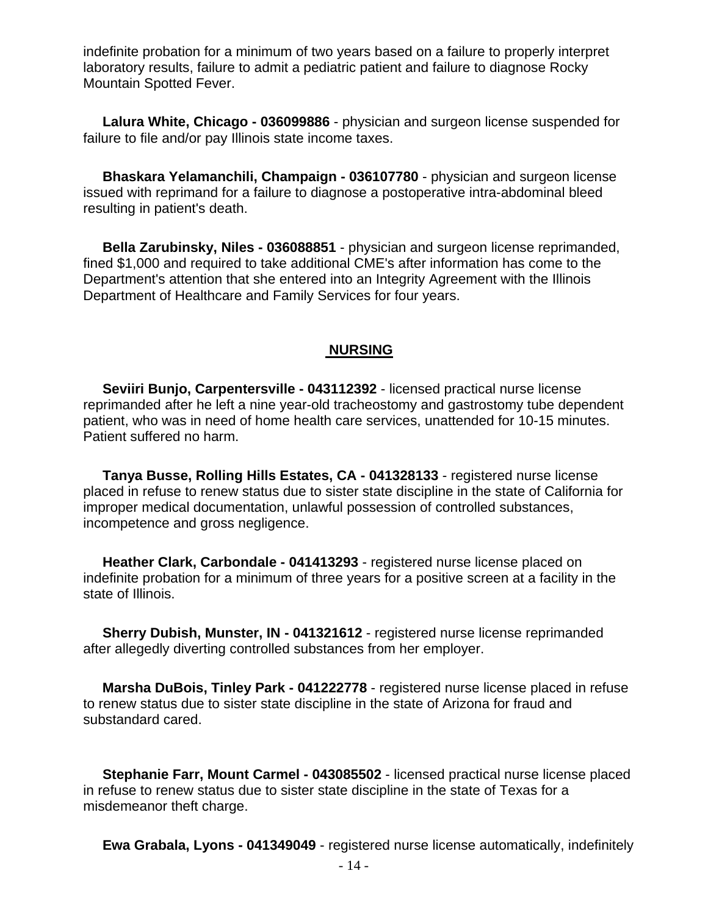indefinite probation for a minimum of two years based on a failure to properly interpret laboratory results, failure to admit a pediatric patient and failure to diagnose Rocky Mountain Spotted Fever.

**Lalura White, Chicago - 036099886** - physician and surgeon license suspended for failure to file and/or pay Illinois state income taxes.

**Bhaskara Yelamanchili, Champaign - 036107780** - physician and surgeon license issued with reprimand for a failure to diagnose a postoperative intra-abdominal bleed resulting in patient's death.

**Bella Zarubinsky, Niles - 036088851** - physician and surgeon license reprimanded, fined $1,000 and required to take additional CME's after information has come to the Department's attention that she entered into an Integrity Agreement with the Illinois Department of Healthcare and Family Services for four years.

## NURSING

**Seviiri Bunjo, Carpentersville - 043112392** - licensed practical nurse license reprimanded after he left a nine year-old tracheostomy and gastrostomy tube dependent patient, who was in need of home health care services, unattended for 10-15 minutes. Patient suffered no harm.

**Tanya Busse, Rolling Hills Estates, CA - 041328133** - registered nurse license placed in refuse to renew status due to sister state discipline in the state of California for improper medical documentation, unlawful possession of controlled substances, incompetence and gross negligence.

**Heather Clark, Carbondale - 041413293** - registered nurse license placed on indefinite probation for a minimum of three years for a positive screen at a facility in the state of Illinois.

**Sherry Dubish, Munster, IN - 041321612** - registered nurse license reprimanded after allegedly diverting controlled substances from her employer.

**Marsha DuBois, Tinley Park - 041222778** - registered nurse license placed in refuse to renew status due to sister state discipline in the state of Arizona for fraud and substandard cared.

**Stephanie Farr, Mount Carmel - 043085502** - licensed practical nurse license placed in refuse to renew status due to sister state discipline in the state of Texas for a misdemeanor theft charge.

**Ewa Grabala, Lyons - 041349049** - registered nurse license automatically, indefinitely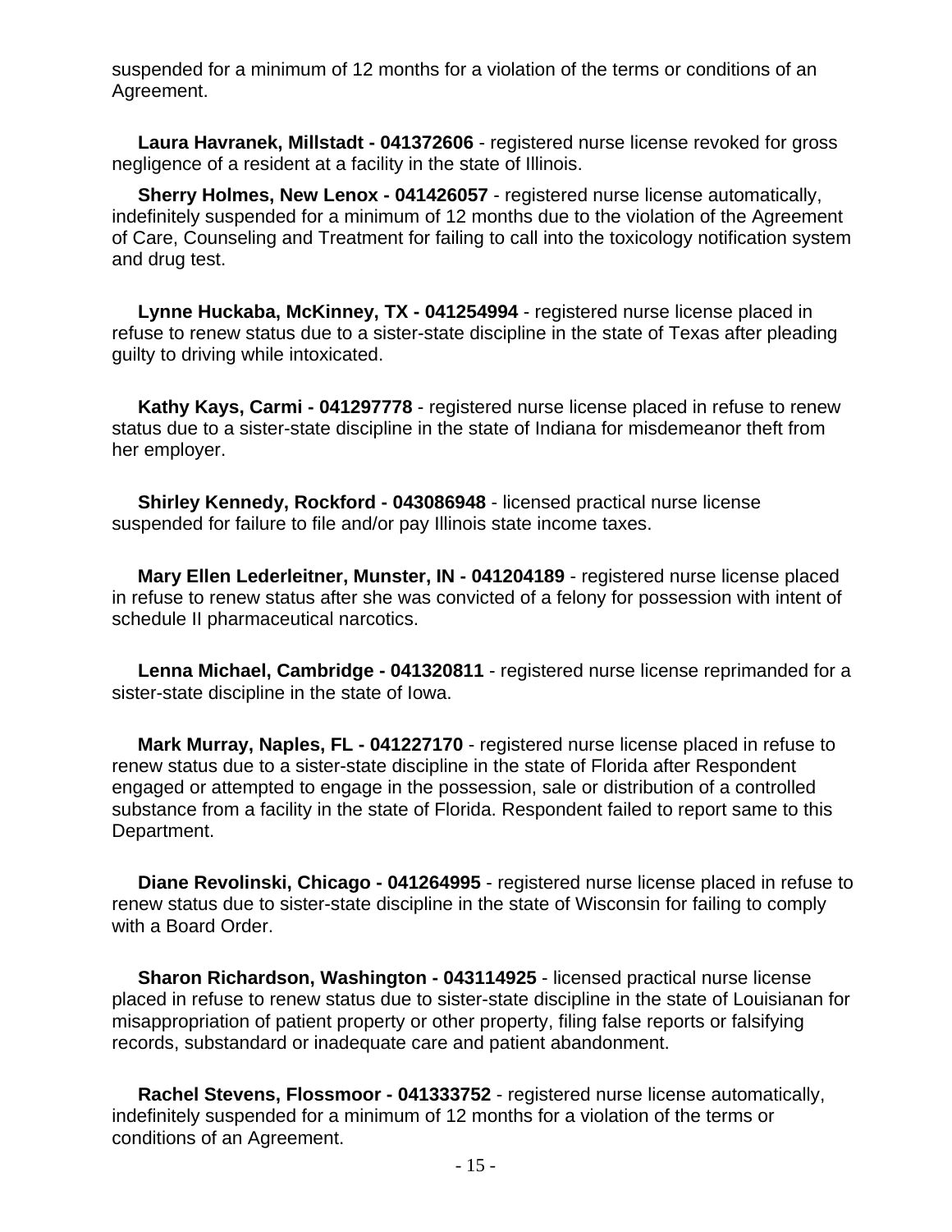suspended for a minimum of 12 months for a violation of the terms or conditions of an Agreement.

**Laura Havranek, Millstadt - 041372606** - registered nurse license revoked for gross negligence of a resident at a facility in the state of Illinois.

**Sherry Holmes, New Lenox - 041426057** - registered nurse license automatically, indefinitely suspended for a minimum of 12 months due to the violation of the Agreement of Care, Counseling and Treatment for failing to call into the toxicology notification system and drug test.

**Lynne Huckaba, McKinney, TX - 041254994** - registered nurse license placed in refuse to renew status due to a sister-state discipline in the state of Texas after pleading guilty to driving while intoxicated.

**Kathy Kays, Carmi - 041297778** - registered nurse license placed in refuse to renew status due to a sister-state discipline in the state of Indiana for misdemeanor theft from her employer.

**Shirley Kennedy, Rockford - 043086948** - licensed practical nurse license suspended for failure to file and/or pay Illinois state income taxes.

**Mary Ellen Lederleitner, Munster, IN - 041204189** - registered nurse license placed in refuse to renew status after she was convicted of a felony for possession with intent of schedule II pharmaceutical narcotics.

**Lenna Michael, Cambridge - 041320811** - registered nurse license reprimanded for a sister-state discipline in the state of Iowa.

**Mark Murray, Naples, FL - 041227170** - registered nurse license placed in refuse to renew status due to a sister-state discipline in the state of Florida after Respondent engaged or attempted to engage in the possession, sale or distribution of a controlled substance from a facility in the state of Florida. Respondent failed to report same to this Department.

**Diane Revolinski, Chicago - 041264995** - registered nurse license placed in refuse to renew status due to sister-state discipline in the state of Wisconsin for failing to comply with a Board Order.

**Sharon Richardson, Washington - 043114925** - licensed practical nurse license placed in refuse to renew status due to sister-state discipline in the state of Louisianan for misappropriation of patient property or other property, filing false reports or falsifying records, substandard or inadequate care and patient abandonment.

**Rachel Stevens, Flossmoor - 041333752** - registered nurse license automatically, indefinitely suspended for a minimum of 12 months for a violation of the terms or conditions of an Agreement.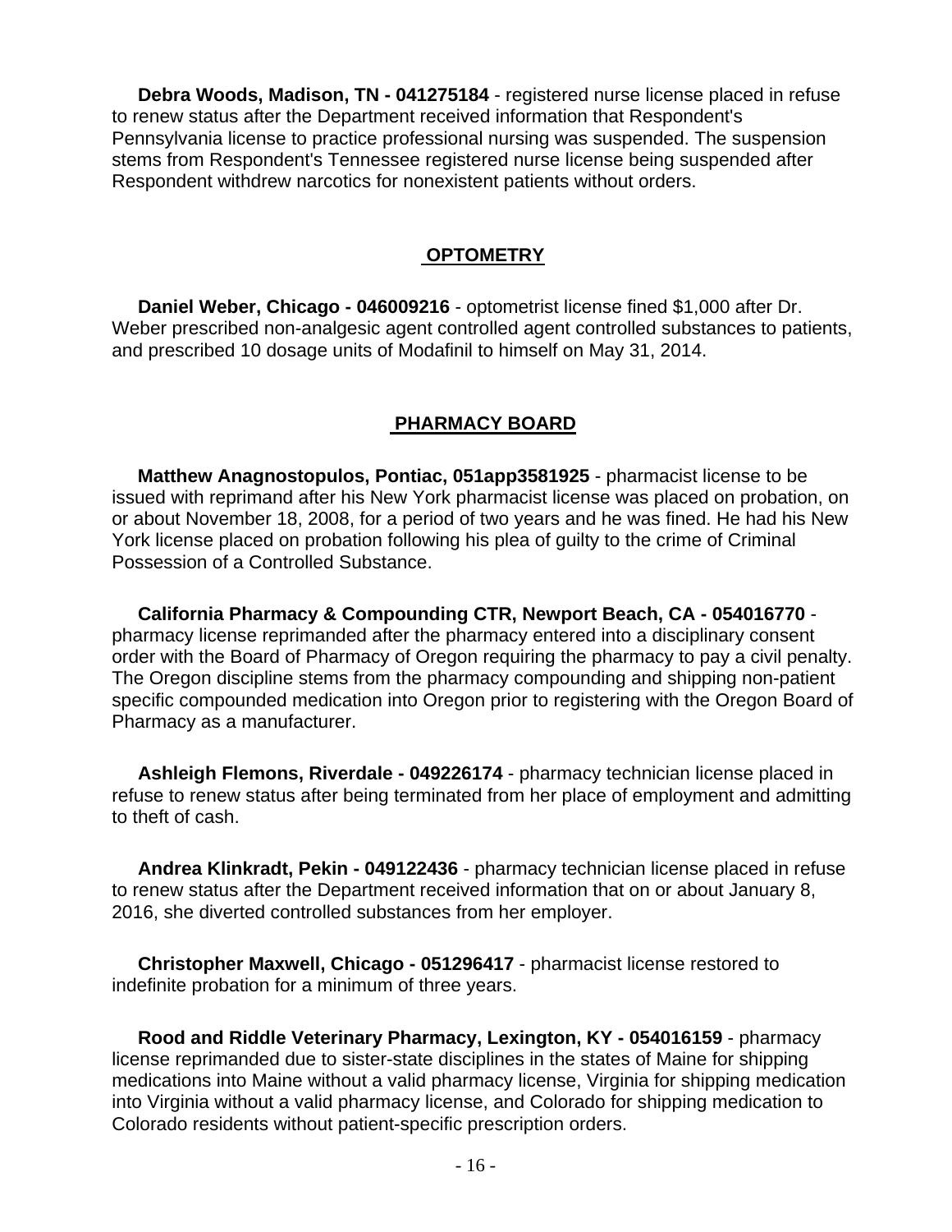**Debra Woods, Madison, TN - 041275184** - registered nurse license placed in refuse to renew status after the Department received information that Respondent's Pennsylvania license to practice professional nursing was suspended. The suspension stems from Respondent's Tennessee registered nurse license being suspended after Respondent withdrew narcotics for nonexistent patients without orders.

## OPTOMETRY

**Daniel Weber, Chicago - 046009216** - optometrist license fined $1,000 after Dr. Weber prescribed non-analgesic agent controlled agent controlled substances to patients, and prescribed 10 dosage units of Modafinil to himself on May 31, 2014.

## PHARMACY BOARD

**Matthew Anagnostopulos, Pontiac, 051app3581925** - pharmacist license to be issued with reprimand after his New York pharmacist license was placed on probation, on or about November 18, 2008, for a period of two years and he was fined. He had his New York license placed on probation following his plea of guilty to the crime of Criminal Possession of a Controlled Substance.

**California Pharmacy & Compounding CTR, Newport Beach, CA - 054016770** - pharmacy license reprimanded after the pharmacy entered into a disciplinary consent order with the Board of Pharmacy of Oregon requiring the pharmacy to pay a civil penalty. The Oregon discipline stems from the pharmacy compounding and shipping non-patient specific compounded medication into Oregon prior to registering with the Oregon Board of Pharmacy as a manufacturer.

**Ashleigh Flemons, Riverdale - 049226174** - pharmacy technician license placed in refuse to renew status after being terminated from her place of employment and admitting to theft of cash.

**Andrea Klinkradt, Pekin - 049122436** - pharmacy technician license placed in refuse to renew status after the Department received information that on or about January 8, 2016, she diverted controlled substances from her employer.

**Christopher Maxwell, Chicago - 051296417** - pharmacist license restored to indefinite probation for a minimum of three years.

**Rood and Riddle Veterinary Pharmacy, Lexington, KY - 054016159** - pharmacy license reprimanded due to sister-state disciplines in the states of Maine for shipping medications into Maine without a valid pharmacy license, Virginia for shipping medication into Virginia without a valid pharmacy license, and Colorado for shipping medication to Colorado residents without patient-specific prescription orders.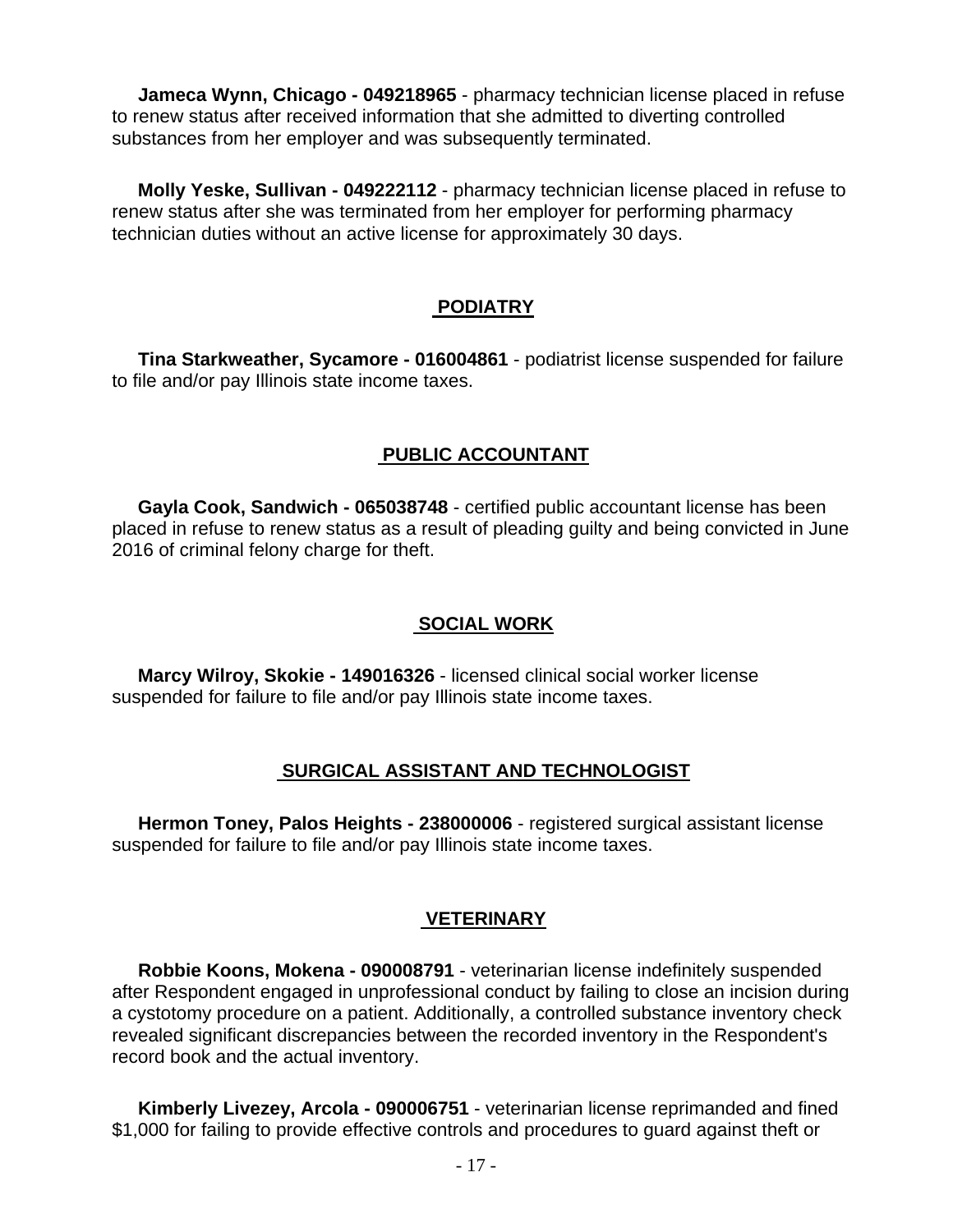**Jameca Wynn, Chicago - 049218965** - pharmacy technician license placed in refuse to renew status after received information that she admitted to diverting controlled substances from her employer and was subsequently terminated.

**Molly Yeske, Sullivan - 049222112** - pharmacy technician license placed in refuse to renew status after she was terminated from her employer for performing pharmacy technician duties without an active license for approximately 30 days.

## PODIATRY

**Tina Starkweather, Sycamore - 016004861** - podiatrist license suspended for failure to file and/or pay Illinois state income taxes.

## PUBLIC ACCOUNTANT

**Gayla Cook, Sandwich - 065038748** - certified public accountant license has been placed in refuse to renew status as a result of pleading guilty and being convicted in June 2016 of criminal felony charge for theft.

## SOCIAL WORK

**Marcy Wilroy, Skokie - 149016326** - licensed clinical social worker license suspended for failure to file and/or pay Illinois state income taxes.

## SURGICAL ASSISTANT AND TECHNOLOGIST

**Hermon Toney, Palos Heights - 238000006** - registered surgical assistant license suspended for failure to file and/or pay Illinois state income taxes.

## VETERINARY

**Robbie Koons, Mokena - 090008791** - veterinarian license indefinitely suspended after Respondent engaged in unprofessional conduct by failing to close an incision during a cystotomy procedure on a patient. Additionally, a controlled substance inventory check revealed significant discrepancies between the recorded inventory in the Respondent's record book and the actual inventory.

**Kimberly Livezey, Arcola - 090006751** - veterinarian license reprimanded and fined $1,000 for failing to provide effective controls and procedures to guard against theft or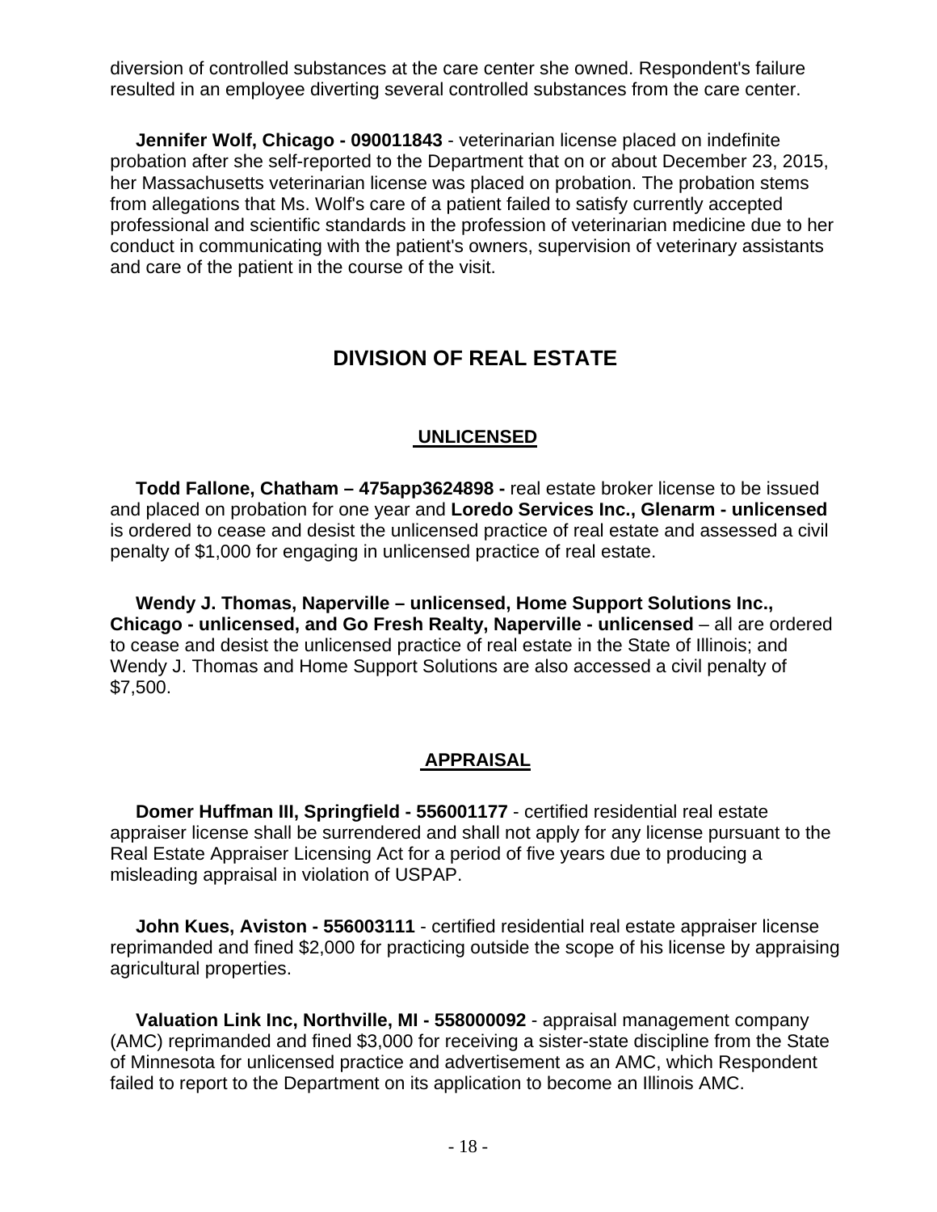diversion of controlled substances at the care center she owned. Respondent's failure resulted in an employee diverting several controlled substances from the care center.

**Jennifer Wolf, Chicago - 090011843** - veterinarian license placed on indefinite probation after she self-reported to the Department that on or about December 23, 2015, her Massachusetts veterinarian license was placed on probation. The probation stems from allegations that Ms. Wolf's care of a patient failed to satisfy currently accepted professional and scientific standards in the profession of veterinarian medicine due to her conduct in communicating with the patient's owners, supervision of veterinary assistants and care of the patient in the course of the visit.

## DIVISION OF REAL ESTATE

### UNLICENSED

**Todd Fallone, Chatham – 475app3624898 -** real estate broker license to be issued and placed on probation for one year and **Loredo Services Inc., Glenarm - unlicensed** is ordered to cease and desist the unlicensed practice of real estate and assessed a civil penalty of $1,000 for engaging in unlicensed practice of real estate.

**Wendy J. Thomas, Naperville – unlicensed, Home Support Solutions Inc., Chicago - unlicensed, and Go Fresh Realty, Naperville - unlicensed** – all are ordered to cease and desist the unlicensed practice of real estate in the State of Illinois; and Wendy J. Thomas and Home Support Solutions are also accessed a civil penalty of $7,500.

### APPRAISAL

**Domer Huffman III, Springfield - 556001177** - certified residential real estate appraiser license shall be surrendered and shall not apply for any license pursuant to the Real Estate Appraiser Licensing Act for a period of five years due to producing a misleading appraisal in violation of USPAP.

**John Kues, Aviston - 556003111** - certified residential real estate appraiser license reprimanded and fined $2,000 for practicing outside the scope of his license by appraising agricultural properties.

**Valuation Link Inc, Northville, MI - 558000092** - appraisal management company (AMC) reprimanded and fined $3,000 for receiving a sister-state discipline from the State of Minnesota for unlicensed practice and advertisement as an AMC, which Respondent failed to report to the Department on its application to become an Illinois AMC.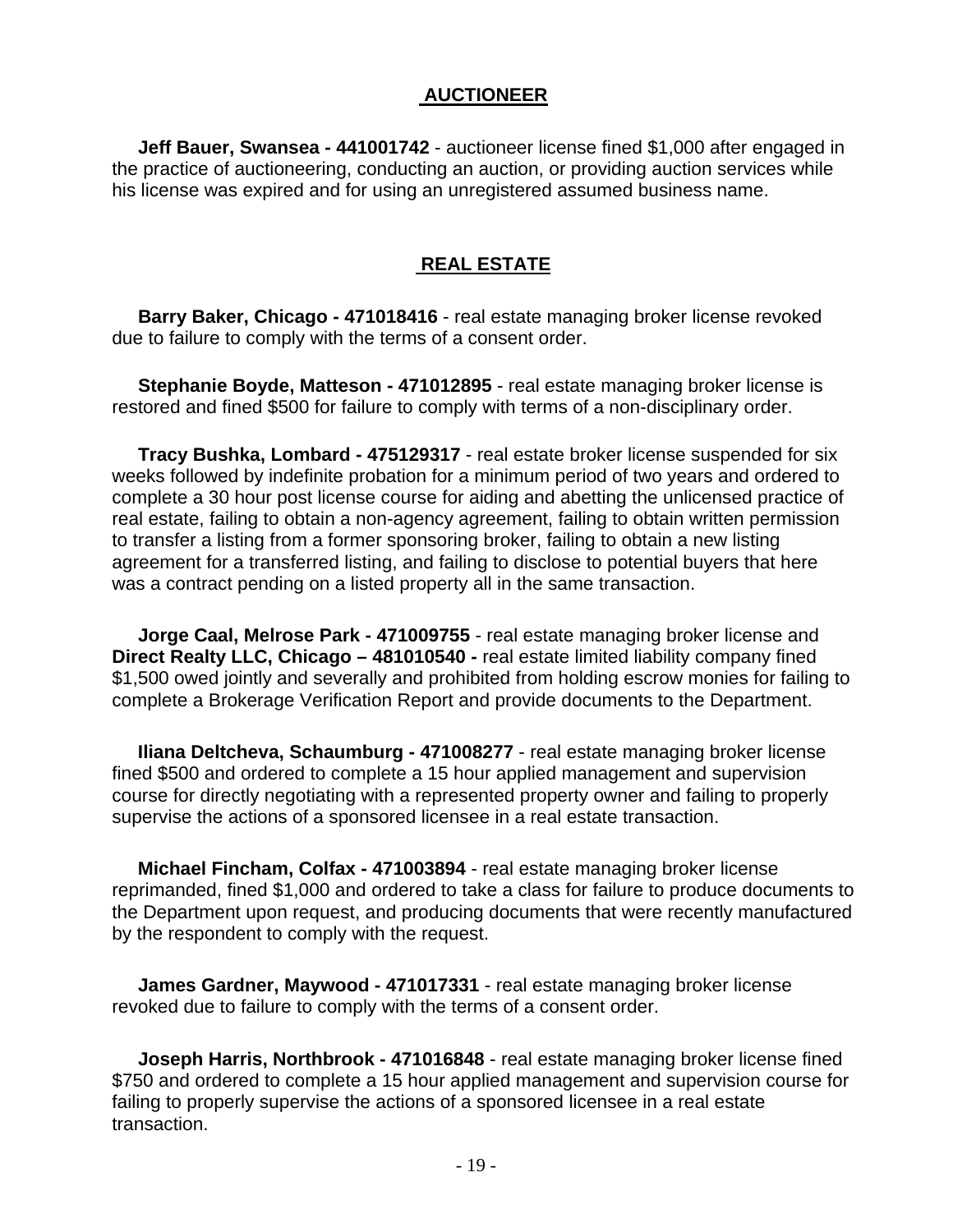## AUCTIONEER

**Jeff Bauer, Swansea - 441001742** - auctioneer license fined $1,000 after engaged in the practice of auctioneering, conducting an auction, or providing auction services while his license was expired and for using an unregistered assumed business name.

## REAL ESTATE

**Barry Baker, Chicago - 471018416** - real estate managing broker license revoked due to failure to comply with the terms of a consent order.

**Stephanie Boyde, Matteson - 471012895** - real estate managing broker license is restored and fined $500 for failure to comply with terms of a non-disciplinary order.

**Tracy Bushka, Lombard - 475129317** - real estate broker license suspended for six weeks followed by indefinite probation for a minimum period of two years and ordered to complete a 30 hour post license course for aiding and abetting the unlicensed practice of real estate, failing to obtain a non-agency agreement, failing to obtain written permission to transfer a listing from a former sponsoring broker, failing to obtain a new listing agreement for a transferred listing, and failing to disclose to potential buyers that here was a contract pending on a listed property all in the same transaction.

**Jorge Caal, Melrose Park - 471009755** - real estate managing broker license and **Direct Realty LLC, Chicago – 481010540 -** real estate limited liability company fined $1,500 owed jointly and severally and prohibited from holding escrow monies for failing to complete a Brokerage Verification Report and provide documents to the Department.

**Iliana Deltcheva, Schaumburg - 471008277** - real estate managing broker license fined $500 and ordered to complete a 15 hour applied management and supervision course for directly negotiating with a represented property owner and failing to properly supervise the actions of a sponsored licensee in a real estate transaction.

**Michael Fincham, Colfax - 471003894** - real estate managing broker license reprimanded, fined $1,000 and ordered to take a class for failure to produce documents to the Department upon request, and producing documents that were recently manufactured by the respondent to comply with the request.

**James Gardner, Maywood - 471017331** - real estate managing broker license revoked due to failure to comply with the terms of a consent order.

**Joseph Harris, Northbrook - 471016848** - real estate managing broker license fined $750 and ordered to complete a 15 hour applied management and supervision course for failing to properly supervise the actions of a sponsored licensee in a real estate transaction.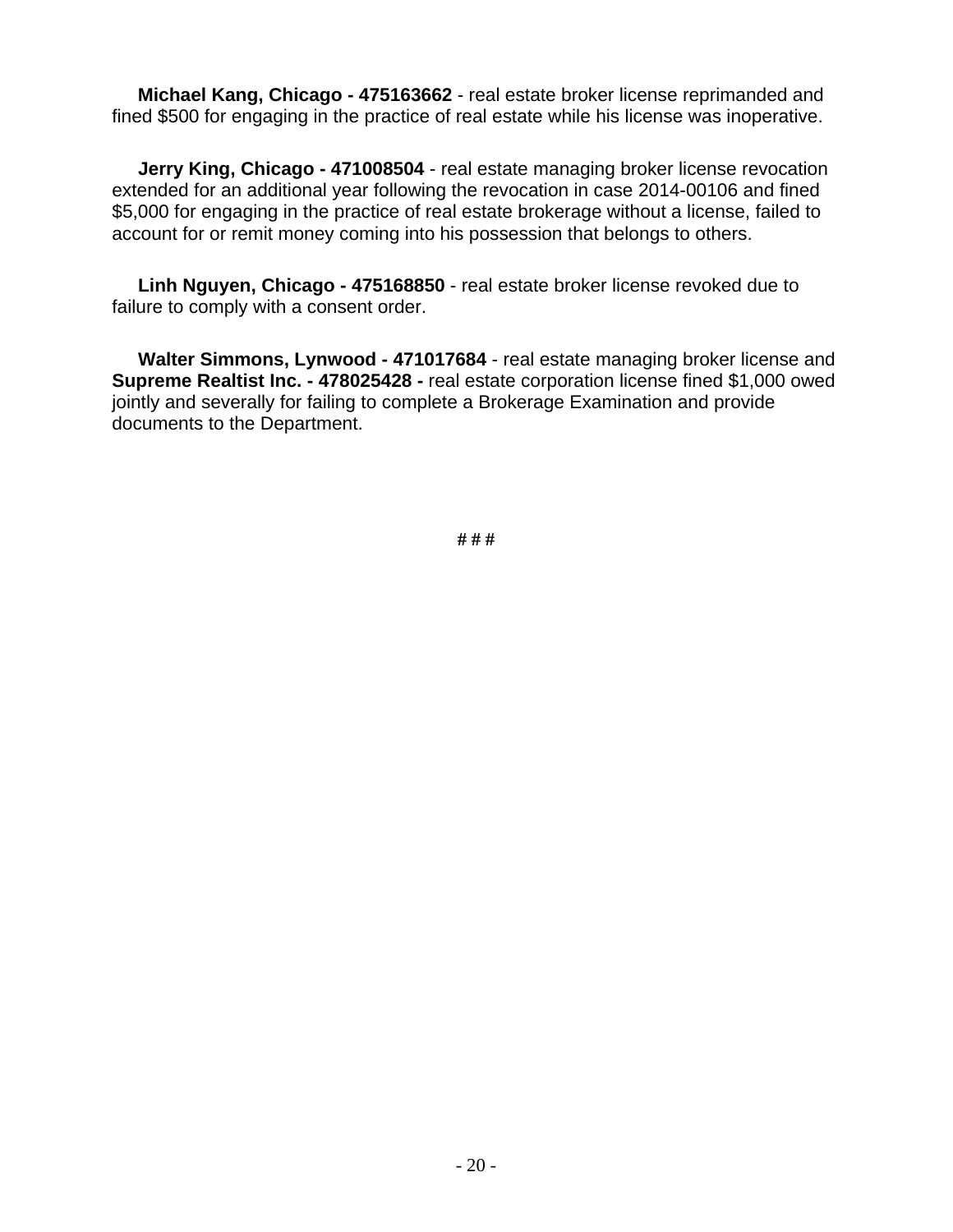**Michael Kang, Chicago - 475163662** - real estate broker license reprimanded and fined $500 for engaging in the practice of real estate while his license was inoperative.

**Jerry King, Chicago - 471008504** - real estate managing broker license revocation extended for an additional year following the revocation in case 2014-00106 and fined $5,000 for engaging in the practice of real estate brokerage without a license, failed to account for or remit money coming into his possession that belongs to others.

**Linh Nguyen, Chicago - 475168850** - real estate broker license revoked due to failure to comply with a consent order.

**Walter Simmons, Lynwood - 471017684** - real estate managing broker license and **Supreme Realtist Inc. - 478025428 -** real estate corporation license fined $1,000 owed jointly and severally for failing to complete a Brokerage Examination and provide documents to the Department.

# # #